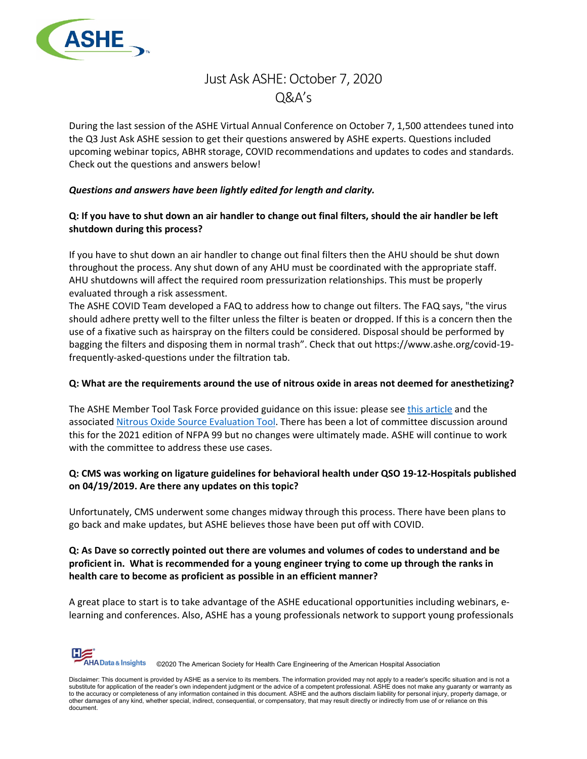# Just Ask ASHE: October 7, 2020 Q&A's

During the last session of the ASHE Virtual Annual Conference on October 7, 1,500 attendees tuned into the Q3 Just Ask ASHE session to get their questions answered by ASHE experts. Questions included upcoming webinar topics, ABHR storage, COVID recommendations and updates to codes and standards. Check out the questions and answers below!

***Questions and answers have been lightly edited for length and clarity.***

**Q: If you have to shut down an air handler to change out final filters, should the air handler be left shutdown during this process?**

If you have to shut down an air handler to change out final filters then the AHU should be shut down throughout the process. Any shut down of any AHU must be coordinated with the appropriate staff. AHU shutdowns will affect the required room pressurization relationships. This must be properly evaluated through a risk assessment.
The ASHE COVID Team developed a FAQ to address how to change out filters. The FAQ says, "the virus should adhere pretty well to the filter unless the filter is beaten or dropped. If this is a concern then the use of a fixative such as hairspray on the filters could be considered. Disposal should be performed by bagging the filters and disposing them in normal trash". Check that out https://www.ashe.org/covid-19-frequently-asked-questions under the filtration tab.

**Q: What are the requirements around the use of nitrous oxide in areas not deemed for anesthetizing?**

The ASHE Member Tool Task Force provided guidance on this issue: please see this article and the associated Nitrous Oxide Source Evaluation Tool. There has been a lot of committee discussion around this for the 2021 edition of NFPA 99 but no changes were ultimately made. ASHE will continue to work with the committee to address these use cases.

**Q: CMS was working on ligature guidelines for behavioral health under QSO 19-12-Hospitals published on 04/19/2019. Are there any updates on this topic?**

Unfortunately, CMS underwent some changes midway through this process. There have been plans to go back and make updates, but ASHE believes those have been put off with COVID.

**Q: As Dave so correctly pointed out there are volumes and volumes of codes to understand and be proficient in. What is recommended for a young engineer trying to come up through the ranks in health care to become as proficient as possible in an efficient manner?**

A great place to start is to take advantage of the ASHE educational opportunities including webinars, e-learning and conferences. Also, ASHE has a young professionals network to support young professionals

©2020 The American Society for Health Care Engineering of the American Hospital Association

Disclaimer: This document is provided by ASHE as a service to its members. The information provided may not apply to a reader's specific situation and is not a substitute for application of the reader's own independent judgment or the advice of a competent professional. ASHE does not make any guaranty or warranty as to the accuracy or completeness of any information contained in this document. ASHE and the authors disclaim liability for personal injury, property damage, or other damages of any kind, whether special, indirect, consequential, or compensatory, that may result directly or indirectly from use of or reliance on this document.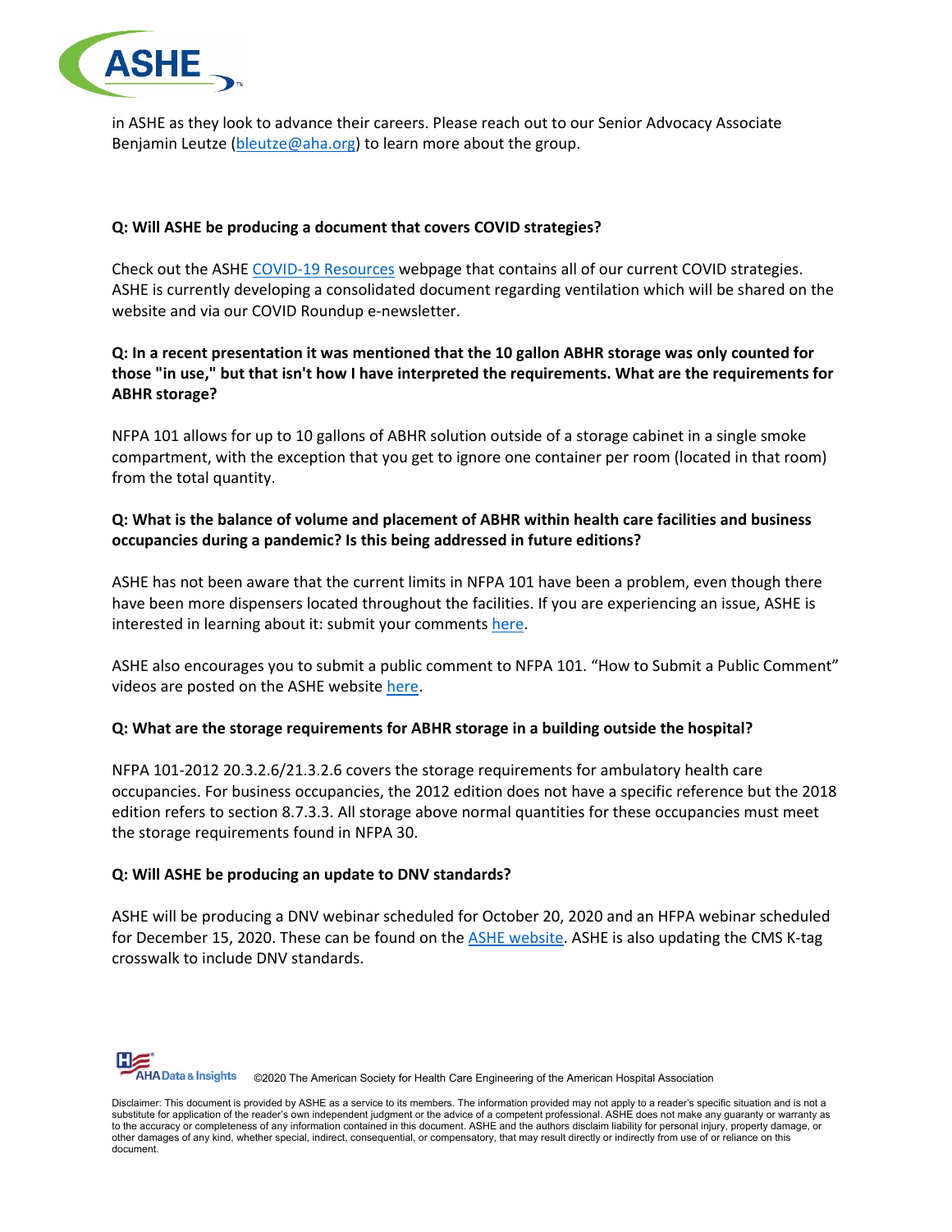in ASHE as they look to advance their careers. Please reach out to our Senior Advocacy Associate Benjamin Leutze (bleutze@aha.org) to learn more about the group.

**Q: Will ASHE be producing a document that covers COVID strategies?**

Check out the ASHE COVID-19 Resources webpage that contains all of our current COVID strategies. ASHE is currently developing a consolidated document regarding ventilation which will be shared on the website and via our COVID Roundup e-newsletter.

**Q: In a recent presentation it was mentioned that the 10 gallon ABHR storage was only counted for those "in use," but that isn't how I have interpreted the requirements. What are the requirements for ABHR storage?**

NFPA 101 allows for up to 10 gallons of ABHR solution outside of a storage cabinet in a single smoke compartment, with the exception that you get to ignore one container per room (located in that room) from the total quantity.

**Q: What is the balance of volume and placement of ABHR within health care facilities and business occupancies during a pandemic? Is this being addressed in future editions?**

ASHE has not been aware that the current limits in NFPA 101 have been a problem, even though there have been more dispensers located throughout the facilities. If you are experiencing an issue, ASHE is interested in learning about it: submit your comments here.

ASHE also encourages you to submit a public comment to NFPA 101. "How to Submit a Public Comment" videos are posted on the ASHE website here.

**Q: What are the storage requirements for ABHR storage in a building outside the hospital?**

NFPA 101-2012 20.3.2.6/21.3.2.6 covers the storage requirements for ambulatory health care occupancies. For business occupancies, the 2012 edition does not have a specific reference but the 2018 edition refers to section 8.7.3.3. All storage above normal quantities for these occupancies must meet the storage requirements found in NFPA 30.

**Q: Will ASHE be producing an update to DNV standards?**

ASHE will be producing a DNV webinar scheduled for October 20, 2020 and an HFPA webinar scheduled for December 15, 2020. These can be found on the ASHE website. ASHE is also updating the CMS K-tag crosswalk to include DNV standards.

©2020 The American Society for Health Care Engineering of the American Hospital Association

Disclaimer: This document is provided by ASHE as a service to its members. The information provided may not apply to a reader's specific situation and is not a substitute for application of the reader's own independent judgment or the advice of a competent professional. ASHE does not make any guaranty or warranty as to the accuracy or completeness of any information contained in this document. ASHE and the authors disclaim liability for personal injury, property damage, or other damages of any kind, whether special, indirect, consequential, or compensatory, that may result directly or indirectly from use of or reliance on this document.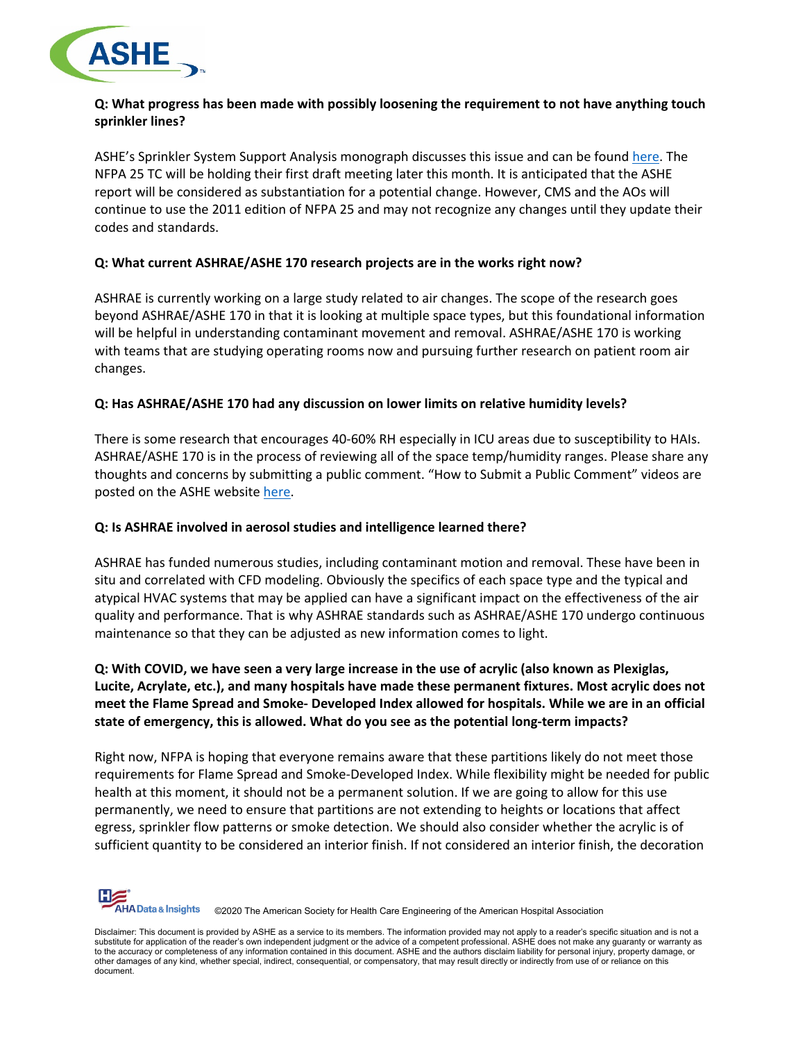**Q: What progress has been made with possibly loosening the requirement to not have anything touch sprinkler lines?**

ASHE's Sprinkler System Support Analysis monograph discusses this issue and can be found here. The NFPA 25 TC will be holding their first draft meeting later this month. It is anticipated that the ASHE report will be considered as substantiation for a potential change. However, CMS and the AOs will continue to use the 2011 edition of NFPA 25 and may not recognize any changes until they update their codes and standards.

**Q: What current ASHRAE/ASHE 170 research projects are in the works right now?**

ASHRAE is currently working on a large study related to air changes. The scope of the research goes beyond ASHRAE/ASHE 170 in that it is looking at multiple space types, but this foundational information will be helpful in understanding contaminant movement and removal. ASHRAE/ASHE 170 is working with teams that are studying operating rooms now and pursuing further research on patient room air changes.

**Q: Has ASHRAE/ASHE 170 had any discussion on lower limits on relative humidity levels?**

There is some research that encourages 40-60% RH especially in ICU areas due to susceptibility to HAIs. ASHRAE/ASHE 170 is in the process of reviewing all of the space temp/humidity ranges. Please share any thoughts and concerns by submitting a public comment. "How to Submit a Public Comment" videos are posted on the ASHE website here.

**Q: Is ASHRAE involved in aerosol studies and intelligence learned there?**

ASHRAE has funded numerous studies, including contaminant motion and removal. These have been in situ and correlated with CFD modeling. Obviously the specifics of each space type and the typical and atypical HVAC systems that may be applied can have a significant impact on the effectiveness of the air quality and performance. That is why ASHRAE standards such as ASHRAE/ASHE 170 undergo continuous maintenance so that they can be adjusted as new information comes to light.

**Q: With COVID, we have seen a very large increase in the use of acrylic (also known as Plexiglas, Lucite, Acrylate, etc.), and many hospitals have made these permanent fixtures. Most acrylic does not meet the Flame Spread and Smoke- Developed Index allowed for hospitals. While we are in an official state of emergency, this is allowed. What do you see as the potential long-term impacts?**

Right now, NFPA is hoping that everyone remains aware that these partitions likely do not meet those requirements for Flame Spread and Smoke-Developed Index. While flexibility might be needed for public health at this moment, it should not be a permanent solution. If we are going to allow for this use permanently, we need to ensure that partitions are not extending to heights or locations that affect egress, sprinkler flow patterns or smoke detection. We should also consider whether the acrylic is of sufficient quantity to be considered an interior finish. If not considered an interior finish, the decoration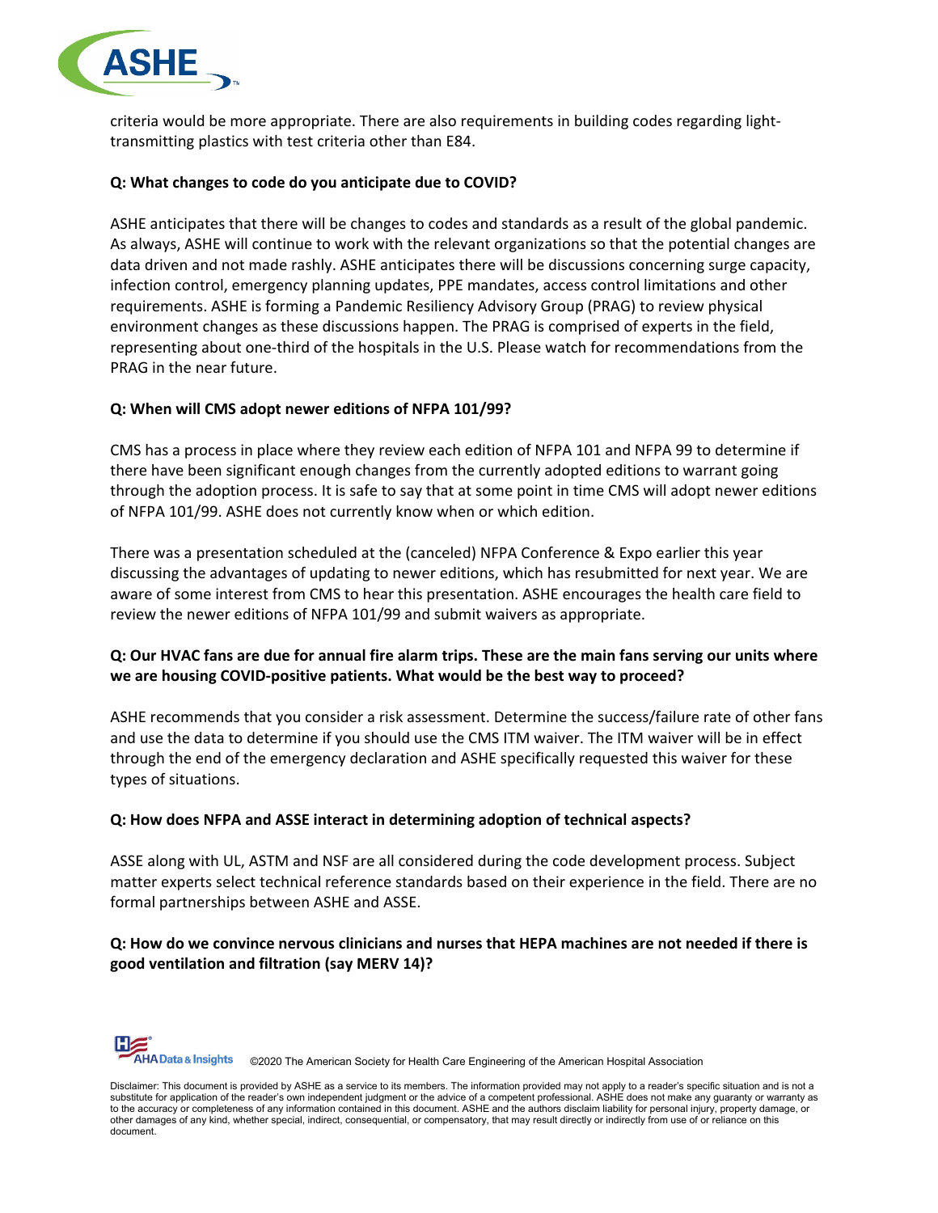criteria would be more appropriate. There are also requirements in building codes regarding light-transmitting plastics with test criteria other than E84.

**Q: What changes to code do you anticipate due to COVID?**

ASHE anticipates that there will be changes to codes and standards as a result of the global pandemic. As always, ASHE will continue to work with the relevant organizations so that the potential changes are data driven and not made rashly. ASHE anticipates there will be discussions concerning surge capacity, infection control, emergency planning updates, PPE mandates, access control limitations and other requirements. ASHE is forming a Pandemic Resiliency Advisory Group (PRAG) to review physical environment changes as these discussions happen. The PRAG is comprised of experts in the field, representing about one-third of the hospitals in the U.S. Please watch for recommendations from the PRAG in the near future.

**Q: When will CMS adopt newer editions of NFPA 101/99?**

CMS has a process in place where they review each edition of NFPA 101 and NFPA 99 to determine if there have been significant enough changes from the currently adopted editions to warrant going through the adoption process. It is safe to say that at some point in time CMS will adopt newer editions of NFPA 101/99. ASHE does not currently know when or which edition.

There was a presentation scheduled at the (canceled) NFPA Conference & Expo earlier this year discussing the advantages of updating to newer editions, which has resubmitted for next year. We are aware of some interest from CMS to hear this presentation. ASHE encourages the health care field to review the newer editions of NFPA 101/99 and submit waivers as appropriate.

**Q: Our HVAC fans are due for annual fire alarm trips. These are the main fans serving our units where we are housing COVID-positive patients. What would be the best way to proceed?**

ASHE recommends that you consider a risk assessment. Determine the success/failure rate of other fans and use the data to determine if you should use the CMS ITM waiver. The ITM waiver will be in effect through the end of the emergency declaration and ASHE specifically requested this waiver for these types of situations.

**Q: How does NFPA and ASSE interact in determining adoption of technical aspects?**

ASSE along with UL, ASTM and NSF are all considered during the code development process. Subject matter experts select technical reference standards based on their experience in the field. There are no formal partnerships between ASHE and ASSE.

**Q: How do we convince nervous clinicians and nurses that HEPA machines are not needed if there is good ventilation and filtration (say MERV 14)?**

©2020 The American Society for Health Care Engineering of the American Hospital Association

Disclaimer: This document is provided by ASHE as a service to its members. The information provided may not apply to a reader's specific situation and is not a substitute for application of the reader's own independent judgment or the advice of a competent professional. ASHE does not make any guaranty or warranty as to the accuracy or completeness of any information contained in this document. ASHE and the authors disclaim liability for personal injury, property damage, or other damages of any kind, whether special, indirect, consequential, or compensatory, that may result directly or indirectly from use of or reliance on this document.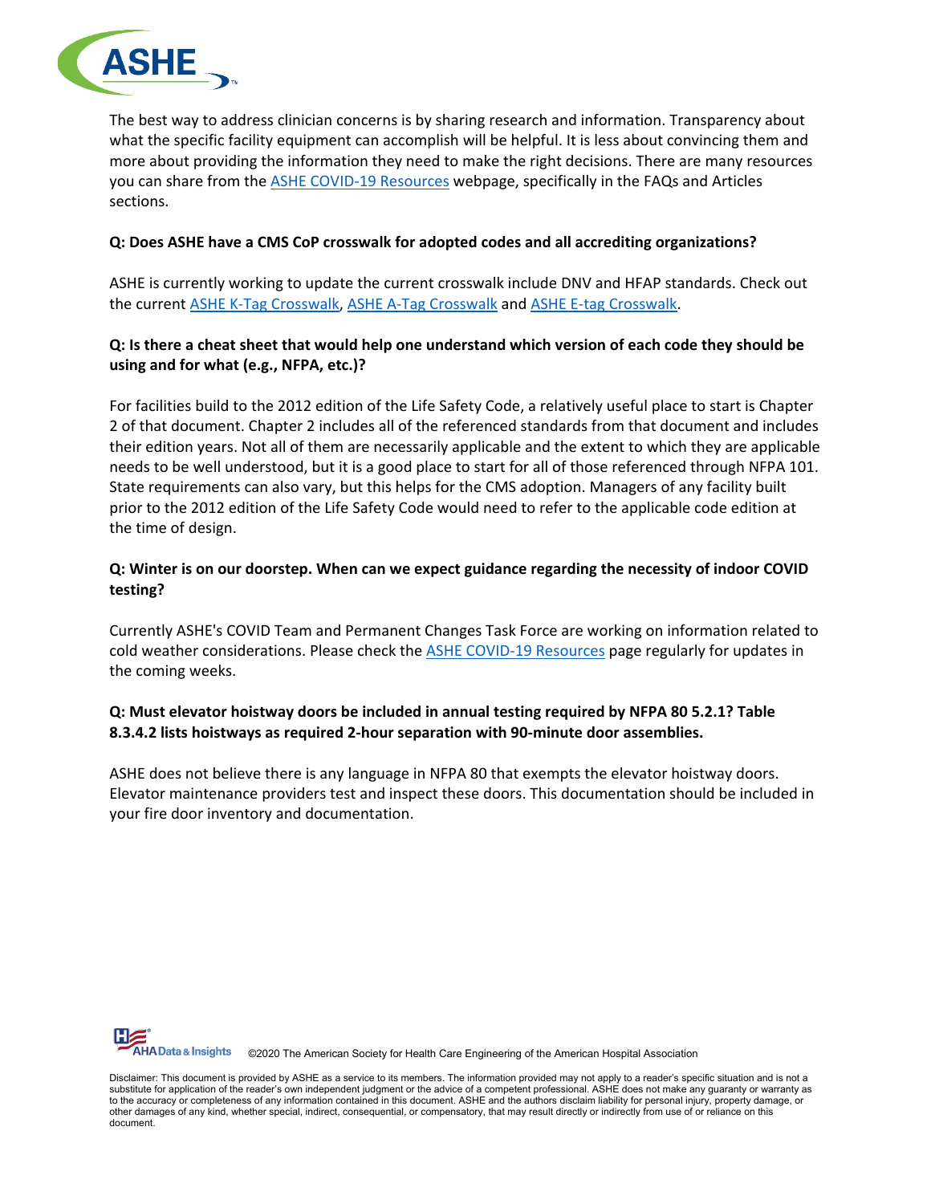The best way to address clinician concerns is by sharing research and information. Transparency about what the specific facility equipment can accomplish will be helpful. It is less about convincing them and more about providing the information they need to make the right decisions. There are many resources you can share from the ASHE COVID-19 Resources webpage, specifically in the FAQs and Articles sections.

**Q: Does ASHE have a CMS CoP crosswalk for adopted codes and all accrediting organizations?**

ASHE is currently working to update the current crosswalk include DNV and HFAP standards. Check out the current ASHE K-Tag Crosswalk, ASHE A-Tag Crosswalk and ASHE E-tag Crosswalk.

**Q: Is there a cheat sheet that would help one understand which version of each code they should be using and for what (e.g., NFPA, etc.)?**

For facilities build to the 2012 edition of the Life Safety Code, a relatively useful place to start is Chapter 2 of that document. Chapter 2 includes all of the referenced standards from that document and includes their edition years. Not all of them are necessarily applicable and the extent to which they are applicable needs to be well understood, but it is a good place to start for all of those referenced through NFPA 101. State requirements can also vary, but this helps for the CMS adoption. Managers of any facility built prior to the 2012 edition of the Life Safety Code would need to refer to the applicable code edition at the time of design.

**Q: Winter is on our doorstep. When can we expect guidance regarding the necessity of indoor COVID testing?**

Currently ASHE's COVID Team and Permanent Changes Task Force are working on information related to cold weather considerations. Please check the ASHE COVID-19 Resources page regularly for updates in the coming weeks.

**Q: Must elevator hoistway doors be included in annual testing required by NFPA 80 5.2.1? Table 8.3.4.2 lists hoistways as required 2-hour separation with 90-minute door assemblies.**

ASHE does not believe there is any language in NFPA 80 that exempts the elevator hoistway doors. Elevator maintenance providers test and inspect these doors. This documentation should be included in your fire door inventory and documentation.

©2020 The American Society for Health Care Engineering of the American Hospital Association

Disclaimer: This document is provided by ASHE as a service to its members. The information provided may not apply to a reader's specific situation and is not a substitute for application of the reader's own independent judgment or the advice of a competent professional. ASHE does not make any guaranty or warranty as to the accuracy or completeness of any information contained in this document. ASHE and the authors disclaim liability for personal injury, property damage, or other damages of any kind, whether special, indirect, consequential, or compensatory, that may result directly or indirectly from use of or reliance on this document.